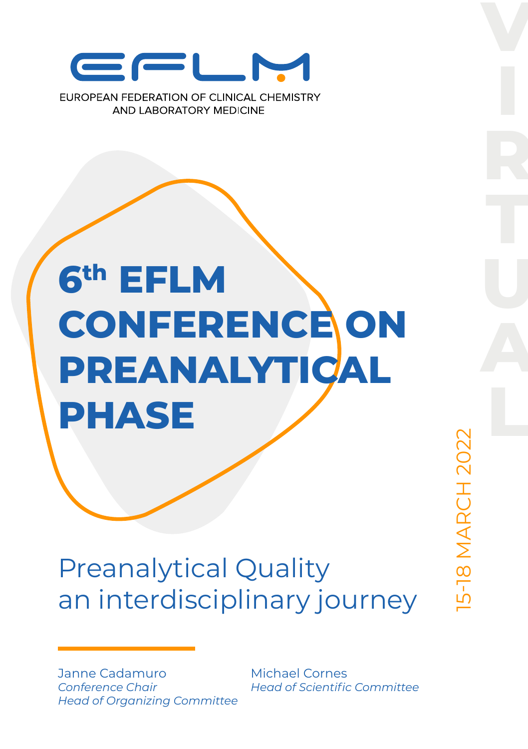EFLM

EUROPEAN FEDERATION OF CLINICAL CHEMISTRY AND LABORATORY MEDICINE

# 6th EFLM CONFERENCE ON PREANALYTICAL PHASE

## Preanalytical Quality an interdisciplinary journey

15-18 MARCH 2022

VIRTUAL

Janne Cadamuro
*Conference Chair*
*Head of Organizing Committee*

Michael Cornes
*Head of Scientific Committee*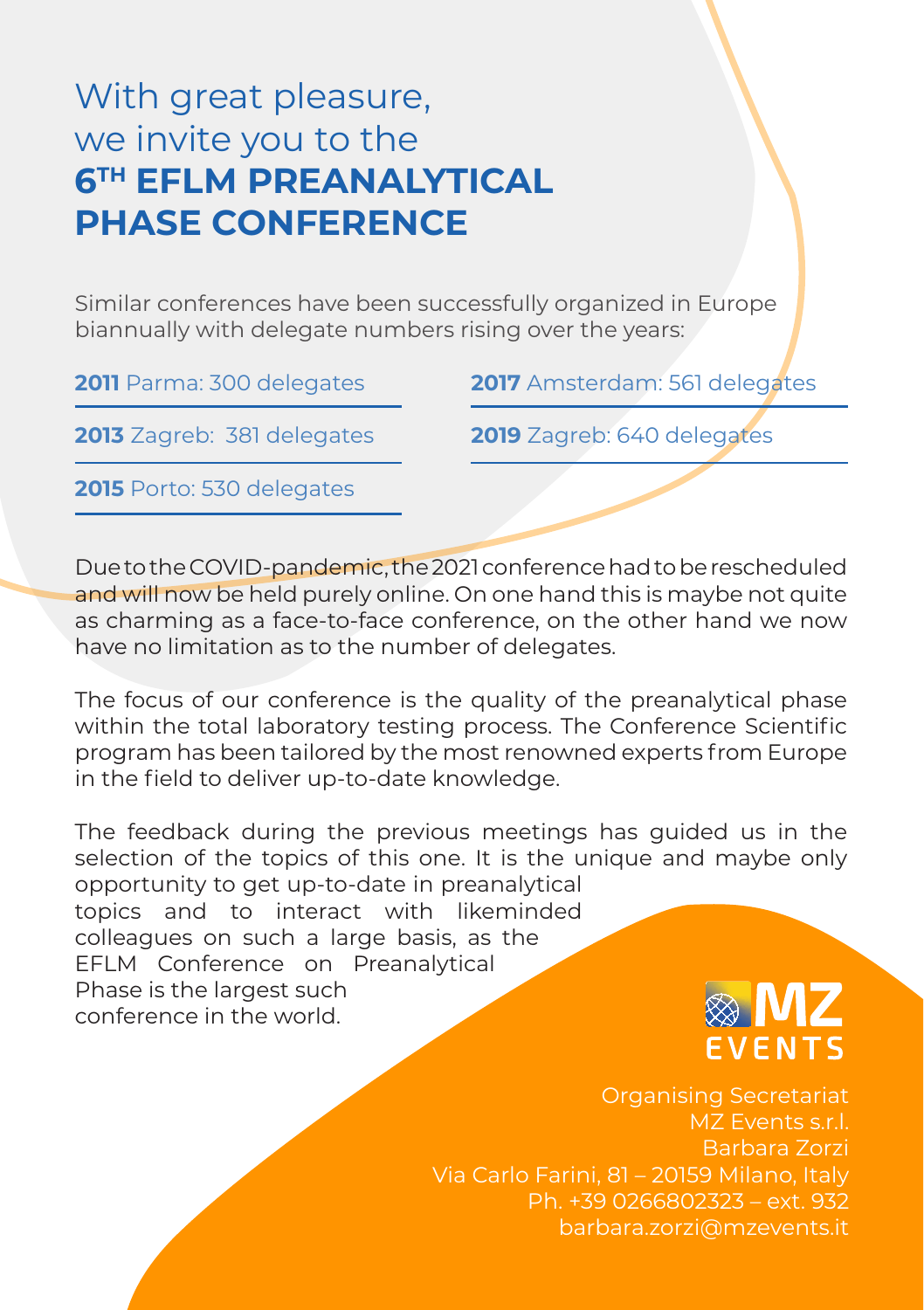# With great pleasure, we invite you to the 6TH EFLM PREANALYTICAL PHASE CONFERENCE

Similar conferences have been successfully organized in Europe biannually with delegate numbers rising over the years:

- **2011** Parma: 300 delegates
- **2013** Zagreb: 381 delegates
- **2015** Porto: 530 delegates
- **2017** Amsterdam: 561 delegates
- **2019** Zagreb: 640 delegates

Due to the COVID-pandemic, the 2021 conference had to be rescheduled and will now be held purely online. On one hand this is maybe not quite as charming as a face-to-face conference, on the other hand we now have no limitation as to the number of delegates.

The focus of our conference is the quality of the preanalytical phase within the total laboratory testing process. The Conference Scientific program has been tailored by the most renowned experts from Europe in the field to deliver up-to-date knowledge.

The feedback during the previous meetings has guided us in the selection of the topics of this one. It is the unique and maybe only opportunity to get up-to-date in preanalytical topics and to interact with likeminded colleagues on such a large basis, as the EFLM Conference on Preanalytical Phase is the largest such conference in the world.

MZ EVENTS

Organising Secretariat
MZ Events s.r.l.
Barbara Zorzi
Via Carlo Farini, 81 – 20159 Milano, Italy
Ph. +39 0266802323 – ext. 932
barbara.zorzi@mzevents.it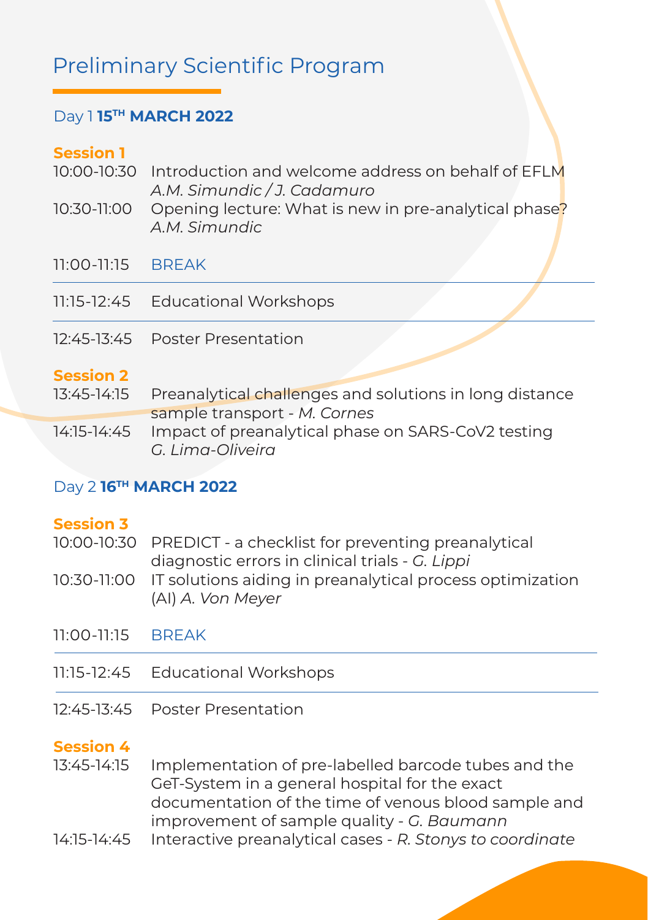# Preliminary Scientific Program

## Day 1 **15TH MARCH 2022**

### Session 1

10:00-10:30 Introduction and welcome address on behalf of EFLM
*A.M. Simundic / J. Cadamuro*

10:30-11:00 Opening lecture: What is new in pre-analytical phase?
*A.M. Simundic*

11:00-11:15 BREAK

11:15-12:45 Educational Workshops

12:45-13:45 Poster Presentation

### Session 2

13:45-14:15 Preanalytical challenges and solutions in long distance sample transport - *M. Cornes*

14:15-14:45 Impact of preanalytical phase on SARS-CoV2 testing
*G. Lima-Oliveira*

## Day 2 **16TH MARCH 2022**

### Session 3

10:00-10:30 PREDICT - a checklist for preventing preanalytical diagnostic errors in clinical trials - *G. Lippi*

10:30-11:00 IT solutions aiding in preanalytical process optimization (AI) *A. Von Meyer*

11:00-11:15 BREAK

11:15-12:45 Educational Workshops

12:45-13:45 Poster Presentation

### Session 4

13:45-14:15 Implementation of pre-labelled barcode tubes and the GeT-System in a general hospital for the exact documentation of the time of venous blood sample and improvement of sample quality - *G. Baumann*

14:15-14:45 Interactive preanalytical cases - *R. Stonys to coordinate*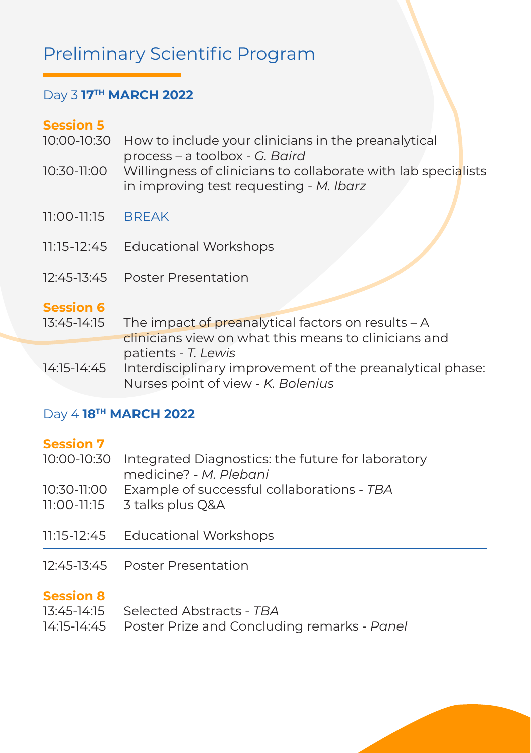# Preliminary Scientific Program

## Day 3 **17TH MARCH 2022**

### Session 5

10:00-10:30 How to include your clinicians in the preanalytical process – a toolbox - *G. Baird*

10:30-11:00 Willingness of clinicians to collaborate with lab specialists in improving test requesting - *M. Ibarz*

11:00-11:15 BREAK

11:15-12:45 Educational Workshops

12:45-13:45 Poster Presentation

### Session 6

13:45-14:15 The impact of preanalytical factors on results – A clinicians view on what this means to clinicians and patients - *T. Lewis*

14:15-14:45 Interdisciplinary improvement of the preanalytical phase: Nurses point of view - *K. Bolenius*

## Day 4 **18TH MARCH 2022**

### Session 7

10:00-10:30 Integrated Diagnostics: the future for laboratory medicine? - *M. Plebani*

10:30-11:00 Example of successful collaborations - *TBA*

11:00-11:15 3 talks plus Q&A

11:15-12:45 Educational Workshops

12:45-13:45 Poster Presentation

### Session 8

13:45-14:15 Selected Abstracts - *TBA*

14:15-14:45 Poster Prize and Concluding remarks - *Panel*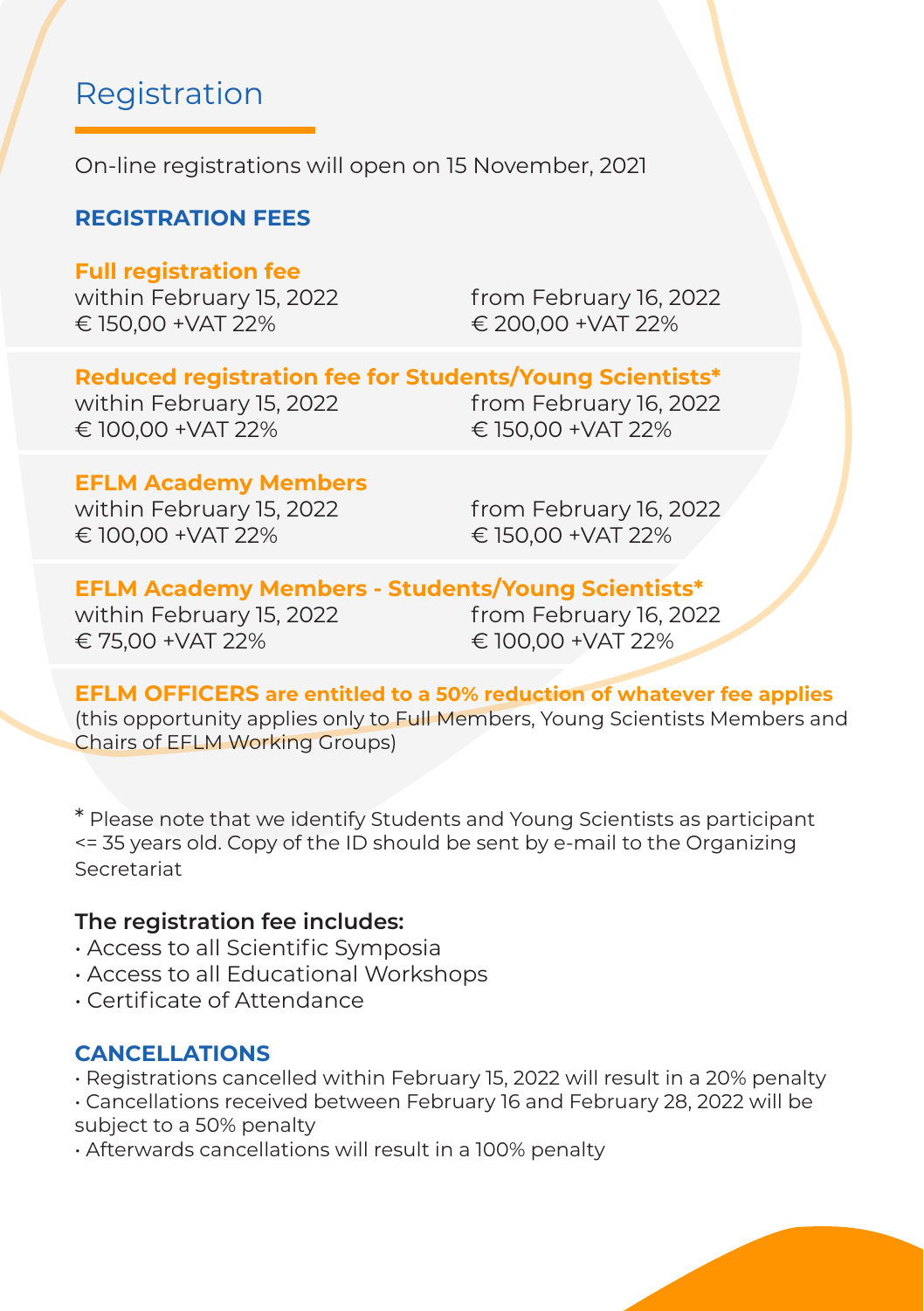# Registration

On-line registrations will open on 15 November, 2021

## REGISTRATION FEES

**Full registration fee**

| | |
|---|---|
| within February 15, 2022 | from February 16, 2022 |
| € 150,00 +VAT 22% | € 200,00 +VAT 22% |

**Reduced registration fee for Students/Young Scientists***

| | |
|---|---|
| within February 15, 2022 | from February 16, 2022 |
| € 100,00 +VAT 22% | € 150,00 +VAT 22% |

**EFLM Academy Members**

| | |
|---|---|
| within February 15, 2022 | from February 16, 2022 |
| € 100,00 +VAT 22% | € 150,00 +VAT 22% |

**EFLM Academy Members - Students/Young Scientists***

| | |
|---|---|
| within February 15, 2022 | from February 16, 2022 |
| € 75,00 +VAT 22% | € 100,00 +VAT 22% |

**EFLM OFFICERS are entitled to a 50% reduction of whatever fee applies**
(this opportunity applies only to Full Members, Young Scientists Members and Chairs of EFLM Working Groups)

* Please note that we identify Students and Young Scientists as participant <= 35 years old. Copy of the ID should be sent by e-mail to the Organizing Secretariat

**The registration fee includes:**

- Access to all Scientific Symposia
- Access to all Educational Workshops
- Certificate of Attendance

## CANCELLATIONS

- Registrations cancelled within February 15, 2022 will result in a 20% penalty
- Cancellations received between February 16 and February 28, 2022 will be subject to a 50% penalty
- Afterwards cancellations will result in a 100% penalty